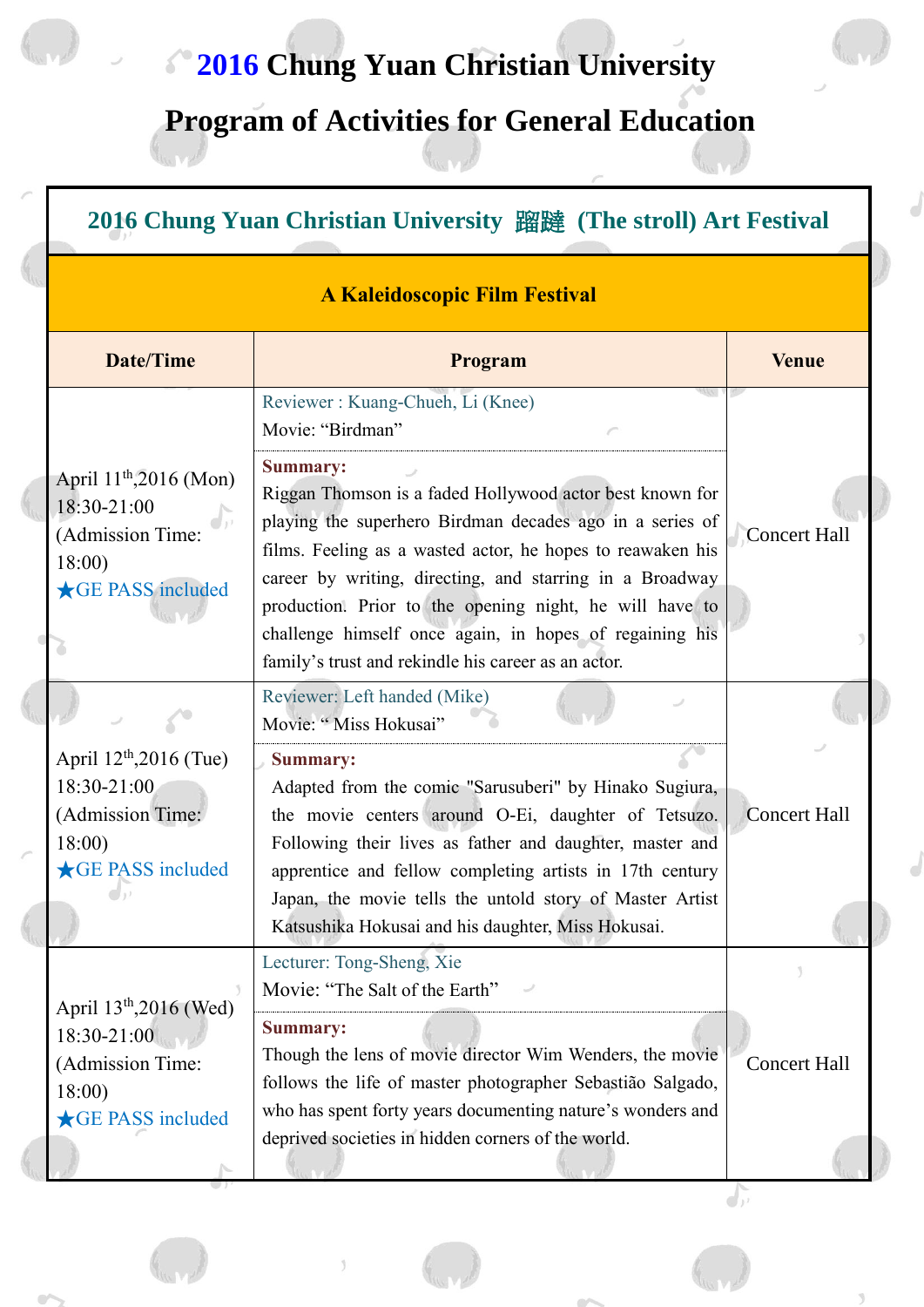# 2016 Chung Yuan Christian University

# Program of Activities for General Education

## 2016 Chung Yuan Christian University 蹓躂 (The stroll) Art Festival

### A Kaleidoscopic Film Festival

| Date/Time | Program | Venue |
| --- | --- | --- |
| April 11th,2016 (Mon) 18:30-21:00 (Admission Time: 18:00) ★GE PASS included | Reviewer : Kuang-Chueh, Li (Knee)<br>Movie: “Birdman”<br>**Summary:**<br>Riggan Thomson is a faded Hollywood actor best known for playing the superhero Birdman decades ago in a series of films. Feeling as a wasted actor, he hopes to reawaken his career by writing, directing, and starring in a Broadway production. Prior to the opening night, he will have to challenge himself once again, in hopes of regaining his family’s trust and rekindle his career as an actor. | Concert Hall |
| April 12th,2016 (Tue) 18:30-21:00 (Admission Time: 18:00) ★GE PASS included | Reviewer: Left handed (Mike)<br>Movie: “ Miss Hokusai”<br>**Summary:**<br>Adapted from the comic "Sarusuberi" by Hinako Sugiura, the movie centers around O-Ei, daughter of Tetsuzo. Following their lives as father and daughter, master and apprentice and fellow completing artists in 17th century Japan, the movie tells the untold story of Master Artist Katsushika Hokusai and his daughter, Miss Hokusai. | Concert Hall |
| April 13th,2016 (Wed) 18:30-21:00 (Admission Time: 18:00) ★GE PASS included | Lecturer: Tong-Sheng, Xie<br>Movie: “The Salt of the Earth”<br>**Summary:**<br>Though the lens of movie director Wim Wenders, the movie follows the life of master photographer Sebastião Salgado, who has spent forty years documenting nature’s wonders and deprived societies in hidden corners of the world. | Concert Hall |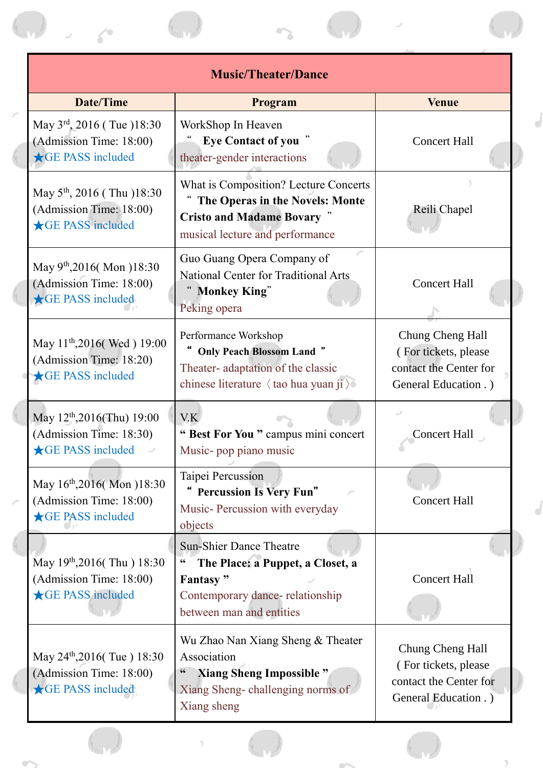| Music/Theater/Dance | | |
|---|---|---|
| **Date/Time** | **Program** | **Venue** |
| May 3rd, 2016 ( Tue )18:30 (Admission Time: 18:00) ★GE PASS included | WorkShop In Heaven " **Eye Contact of you** " theater-gender interactions | Concert Hall |
| May 5th, 2016 ( Thu )18:30 (Admission Time: 18:00) ★GE PASS included | What is Composition? Lecture Concerts " **The Operas in the Novels: Monte Cristo and Madame Bovary** " musical lecture and performance | Reili Chapel |
| May 9th,2016( Mon )18:30 (Admission Time: 18:00) ★GE PASS included | Guo Guang Opera Company of National Center for Traditional Arts " **Monkey King**" Peking opera | Concert Hall |
| May 11th,2016( Wed ) 19:00 (Admission Time: 18:20) ★GE PASS included | Performance Workshop " **Only Peach Blossom Land** " Theater- adaptation of the classic chinese literature 〈tao hua yuan ji〉 | Chung Cheng Hall ( For tickets, please contact the Center for General Education . ) |
| May 12th,2016(Thu) 19:00 (Admission Time: 18:30) ★GE PASS included | V.K " **Best For You** " campus mini concert Music- pop piano music | Concert Hall |
| May 16th,2016( Mon )18:30 (Admission Time: 18:00) ★GE PASS included | Taipei Percussion " **Percussion Is Very Fun**" Music- Percussion with everyday objects | Concert Hall |
| May 19th,2016( Thu ) 18:30 (Admission Time: 18:00) ★GE PASS included | Sun-Shier Dance Theatre " **The Place: a Puppet, a Closet, a Fantasy** " Contemporary dance- relationship between man and entities | Concert Hall |
| May 24th,2016( Tue ) 18:30 (Admission Time: 18:00) ★GE PASS included | Wu Zhao Nan Xiang Sheng & Theater Association " **Xiang Sheng Impossible** " Xiang Sheng- challenging norms of Xiang sheng | Chung Cheng Hall ( For tickets, please contact the Center for General Education . ) |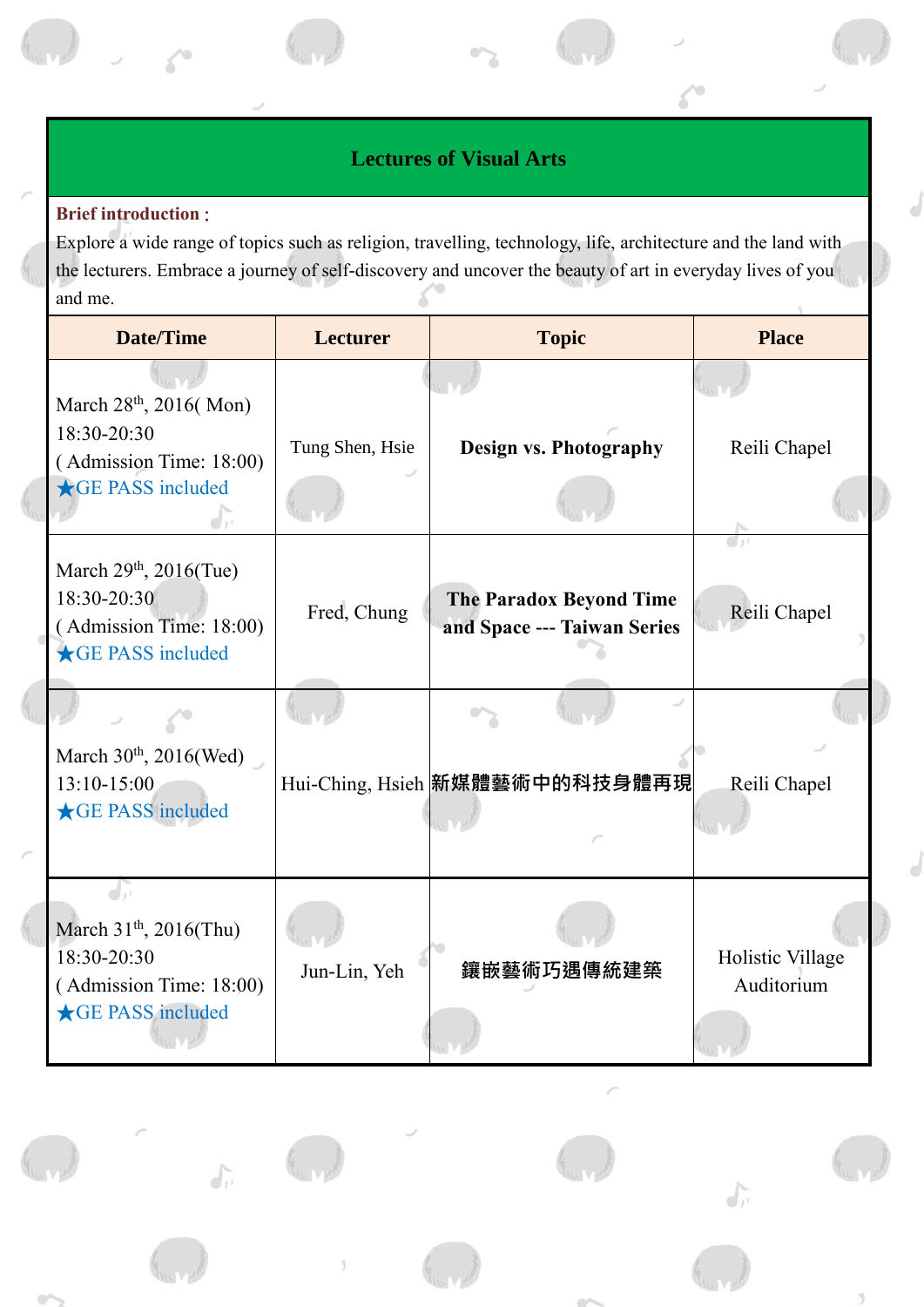## Lectures of Visual Arts

**Brief introduction：**

Explore a wide range of topics such as religion, travelling, technology, life, architecture and the land with the lecturers. Embrace a journey of self-discovery and uncover the beauty of art in everyday lives of you and me.

| Date/Time | Lecturer | Topic | Place |
|---|---|---|---|
| March 28th, 2016( Mon)<br>18:30-20:30<br>( Admission Time: 18:00)<br>★GE PASS included | Tung Shen, Hsie | **Design vs. Photography** | Reili Chapel |
| March 29th, 2016(Tue)<br>18:30-20:30<br>( Admission Time: 18:00)<br>★GE PASS included | Fred, Chung | **The Paradox Beyond Time and Space --- Taiwan Series** | Reili Chapel |
| March 30th, 2016(Wed)<br>13:10-15:00<br>★GE PASS included | Hui-Ching, Hsieh | **新媒體藝術中的科技身體再現** | Reili Chapel |
| March 31th, 2016(Thu)<br>18:30-20:30<br>( Admission Time: 18:00)<br>★GE PASS included | Jun-Lin, Yeh | **鑲嵌藝術巧遇傳統建築** | Holistic Village Auditorium |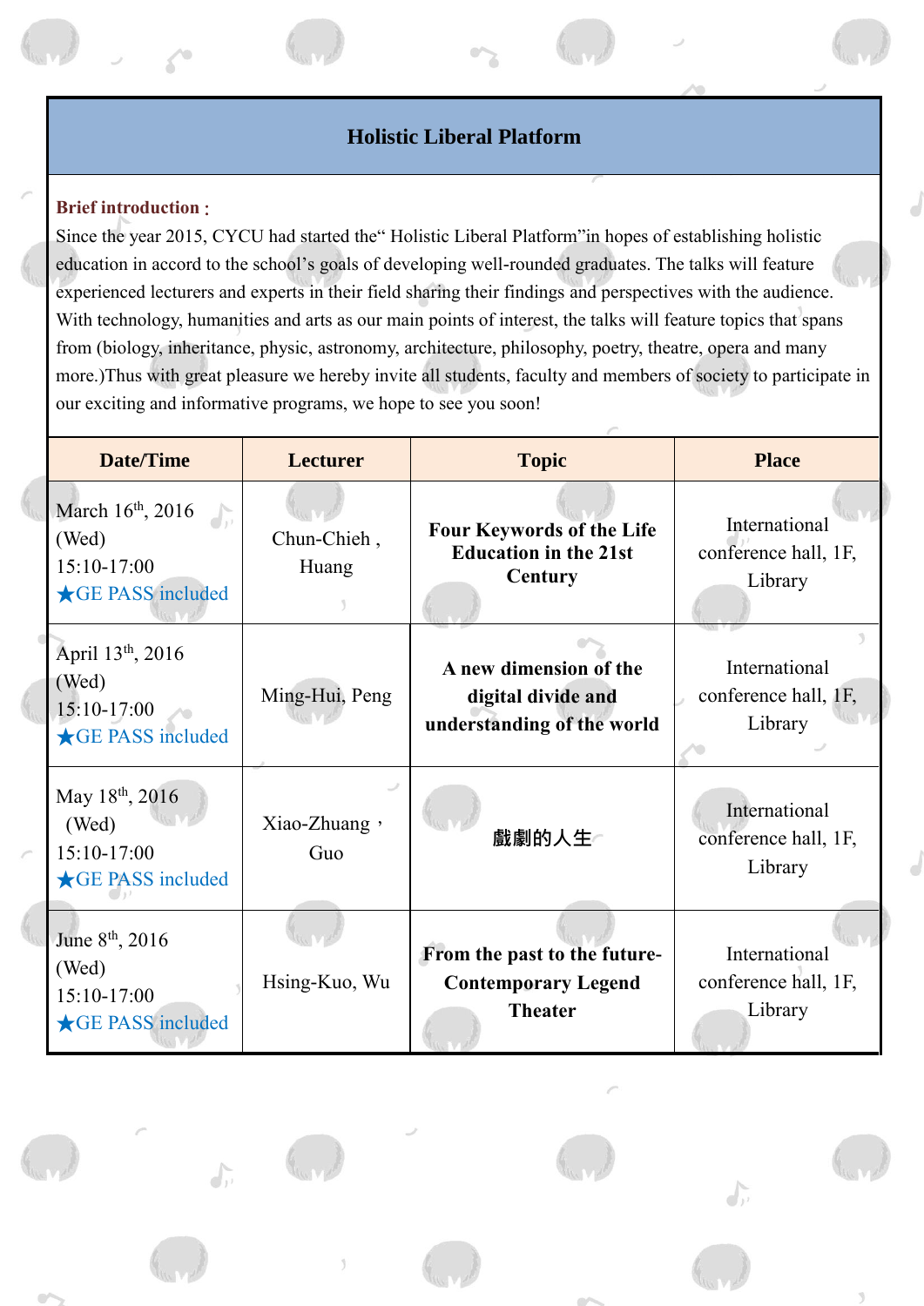## Holistic Liberal Platform

**Brief introduction：**

Since the year 2015, CYCU had started the“ Holistic Liberal Platform”in hopes of establishing holistic education in accord to the school’s goals of developing well-rounded graduates. The talks will feature experienced lecturers and experts in their field sharing their findings and perspectives with the audience. With technology, humanities and arts as our main points of interest, the talks will feature topics that spans from (biology, inheritance, physic, astronomy, architecture, philosophy, poetry, theatre, opera and many more.)Thus with great pleasure we hereby invite all students, faculty and members of society to participate in our exciting and informative programs, we hope to see you soon!

| Date/Time | Lecturer | Topic | Place |
|---|---|---|---|
| March 16th, 2016 (Wed) 15:10-17:00 ★GE PASS included | Chun-Chieh , Huang | **Four Keywords of the Life Education in the 21st Century** | International conference hall, 1F, Library |
| April 13th, 2016 (Wed) 15:10-17:00 ★GE PASS included | Ming-Hui, Peng | **A new dimension of the digital divide and understanding of the world** | International conference hall, 1F, Library |
| May 18th, 2016 (Wed) 15:10-17:00 ★GE PASS included | Xiao-Zhuang，Guo | **戲劇的人生** | International conference hall, 1F, Library |
| June 8th, 2016 (Wed) 15:10-17:00 ★GE PASS included | Hsing-Kuo, Wu | **From the past to the future- Contemporary Legend Theater** | International conference hall, 1F, Library |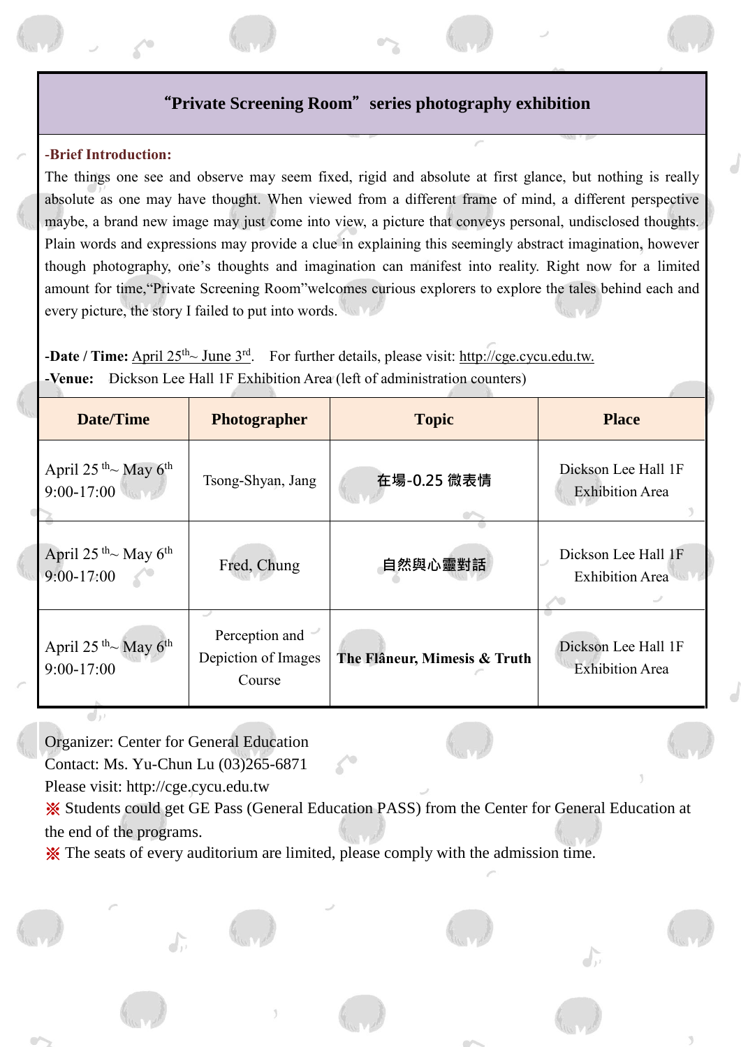## “Private Screening Room” series photography exhibition

**-Brief Introduction:**

The things one see and observe may seem fixed, rigid and absolute at first glance, but nothing is really absolute as one may have thought. When viewed from a different frame of mind, a different perspective maybe, a brand new image may just come into view, a picture that conveys personal, undisclosed thoughts. Plain words and expressions may provide a clue in explaining this seemingly abstract imagination, however though photography, one's thoughts and imagination can manifest into reality. Right now for a limited amount for time,“Private Screening Room”welcomes curious explorers to explore the tales behind each and every picture, the story I failed to put into words.

**-Date / Time:** April 25th~ June 3rd. For further details, please visit: http://cge.cycu.edu.tw.

**-Venue:** Dickson Lee Hall 1F Exhibition Area (left of administration counters)

| Date/Time | Photographer | Topic | Place |
|---|---|---|---|
| April 25 th~ May 6th 9:00-17:00 | Tsong-Shyan, Jang | 在場-0.25 微表情 | Dickson Lee Hall 1F Exhibition Area |
| April 25 th~ May 6th 9:00-17:00 | Fred, Chung | 自然與心靈對話 | Dickson Lee Hall 1F Exhibition Area |
| April 25 th~ May 6th 9:00-17:00 | Perception and Depiction of Images Course | **The Flâneur, Mimesis & Truth** | Dickson Lee Hall 1F Exhibition Area |

Organizer: Center for General Education
Contact: Ms. Yu-Chun Lu (03)265-6871
Please visit: http://cge.cycu.edu.tw

※ Students could get GE Pass (General Education PASS) from the Center for General Education at the end of the programs.

※ The seats of every auditorium are limited, please comply with the admission time.